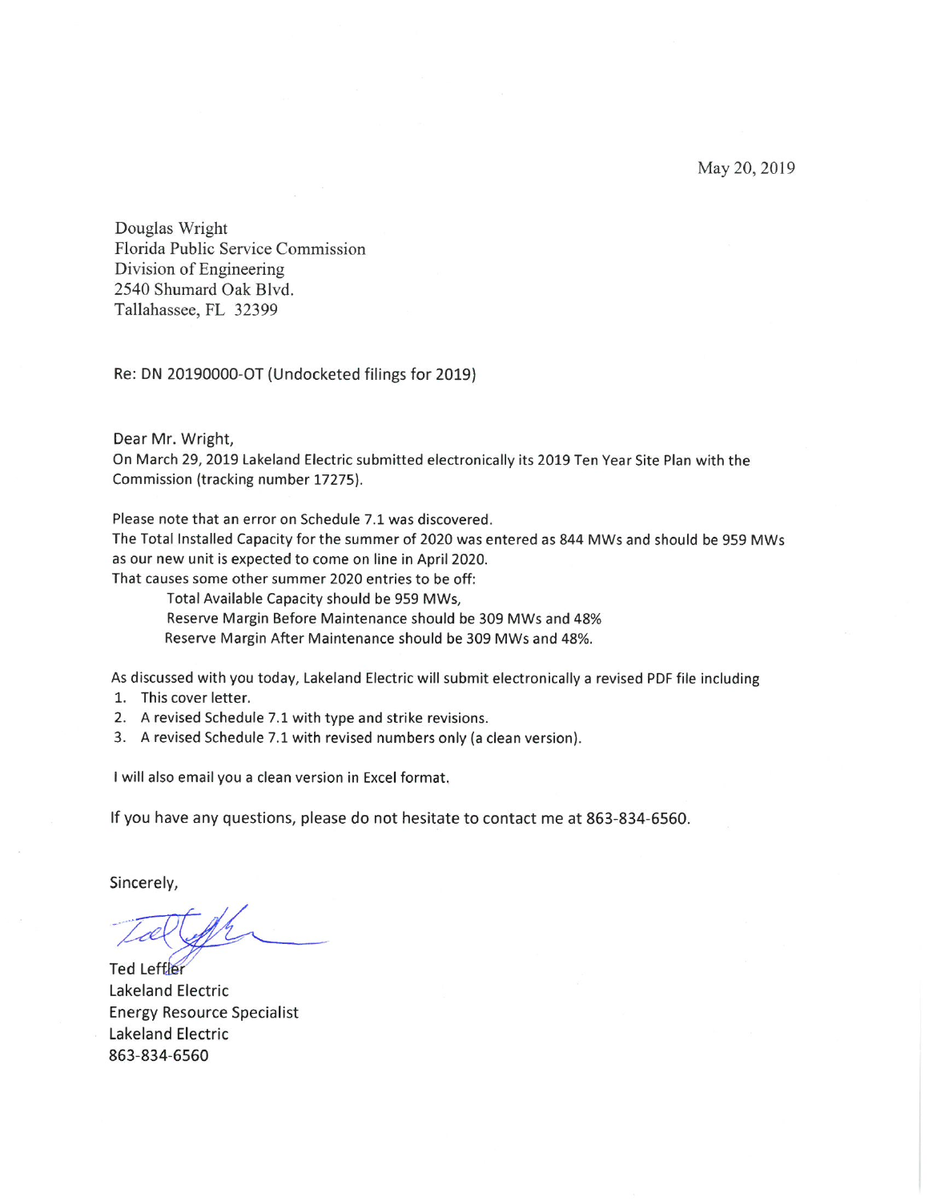May 20, 2019

Douglas Wright
Florida Public Service Commission
Division of Engineering
2540 Shumard Oak Blvd.
Tallahassee, FL 32399

Re: DN 20190000-OT (Undocketed filings for 2019)

Dear Mr. Wright,
On March 29, 2019 Lakeland Electric submitted electronically its 2019 Ten Year Site Plan with the Commission (tracking number 17275).

Please note that an error on Schedule 7.1 was discovered.
The Total Installed Capacity for the summer of 2020 was entered as 844 MWs and should be 959 MWs as our new unit is expected to come on line in April 2020.
That causes some other summer 2020 entries to be off:

Total Available Capacity should be 959 MWs,
Reserve Margin Before Maintenance should be 309 MWs and 48%
Reserve Margin After Maintenance should be 309 MWs and 48%.

As discussed with you today, Lakeland Electric will submit electronically a revised PDF file including

1. This cover letter.
2. A revised Schedule 7.1 with type and strike revisions.
3. A revised Schedule 7.1 with revised numbers only (a clean version).

I will also email you a clean version in Excel format.

If you have any questions, please do not hesitate to contact me at 863-834-6560.

Sincerely,

Ted Leffler
Lakeland Electric
Energy Resource Specialist
Lakeland Electric
863-834-6560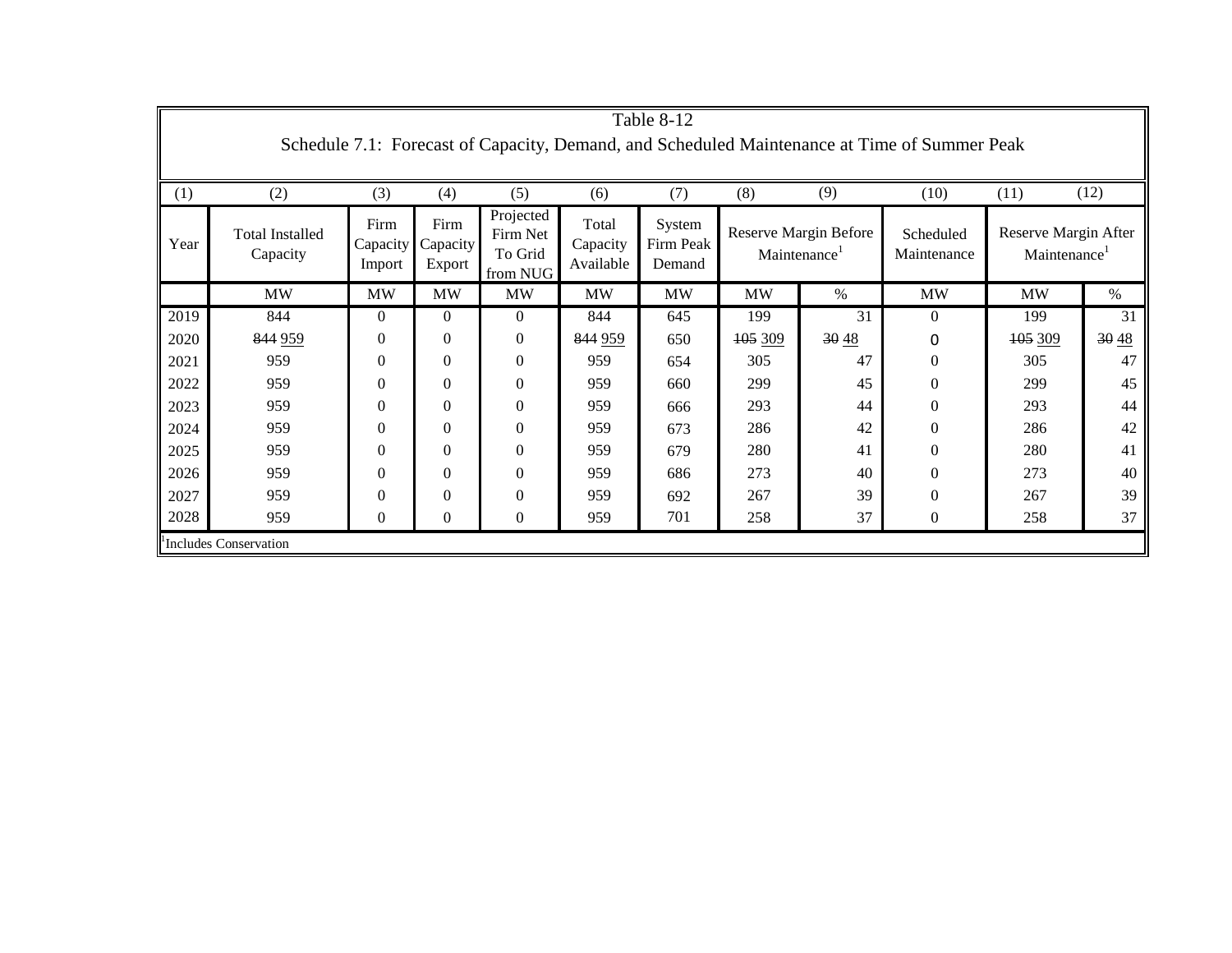# Table 8-12

## Schedule 7.1: Forecast of Capacity, Demand, and Scheduled Maintenance at Time of Summer Peak

| (1) | (2) | (3) | (4) | (5) | (6) | (7) | (8) | (9) | (10) | (11) | (12) |
|---|---|---|---|---|---|---|---|---|---|---|---|
| Year | Total Installed Capacity | Firm Capacity Import | Firm Capacity Export | Projected Firm Net To Grid from NUG | Total Capacity Available | System Firm Peak Demand | Reserve Margin Before Maintenance[1] | | Scheduled Maintenance | Reserve Margin After Maintenance[1] | |
| | MW | MW | MW | MW | MW | MW | MW | % | MW | MW | % |
| 2019 | 844 | 0 | 0 | 0 | 844 | 645 | 199 | 31 | 0 | 199 | 31 |
| 2020 | ~~844~~ <u>959</u> | 0 | 0 | 0 | ~~844~~ <u>959</u> | 650 | ~~105~~ <u>309</u> | ~~30~~ <u>48</u> | 0 | ~~105~~ <u>309</u> | ~~30~~ <u>48</u> |
| 2021 | 959 | 0 | 0 | 0 | 959 | 654 | 305 | 47 | 0 | 305 | 47 |
| 2022 | 959 | 0 | 0 | 0 | 959 | 660 | 299 | 45 | 0 | 299 | 45 |
| 2023 | 959 | 0 | 0 | 0 | 959 | 666 | 293 | 44 | 0 | 293 | 44 |
| 2024 | 959 | 0 | 0 | 0 | 959 | 673 | 286 | 42 | 0 | 286 | 42 |
| 2025 | 959 | 0 | 0 | 0 | 959 | 679 | 280 | 41 | 0 | 280 | 41 |
| 2026 | 959 | 0 | 0 | 0 | 959 | 686 | 273 | 40 | 0 | 273 | 40 |
| 2027 | 959 | 0 | 0 | 0 | 959 | 692 | 267 | 39 | 0 | 267 | 39 |
| 2028 | 959 | 0 | 0 | 0 | 959 | 701 | 258 | 37 | 0 | 258 | 37 |

[1] Includes Conservation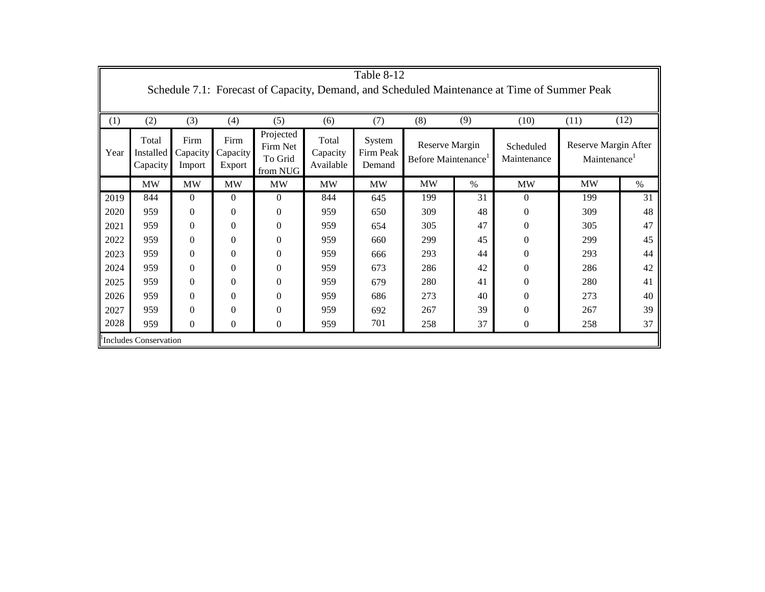Table 8-12

Schedule 7.1: Forecast of Capacity, Demand, and Scheduled Maintenance at Time of Summer Peak

| (1) | (2) | (3) | (4) | (5) | (6) | (7) | (8) | (9) | (10) | (11) | (12) |
|---|---|---|---|---|---|---|---|---|---|---|---|
| Year | Total Installed Capacity | Firm Capacity Import | Firm Capacity Export | Projected Firm Net To Grid from NUG | Total Capacity Available | System Firm Peak Demand | Reserve Margin Before Maintenance[1] | | Scheduled Maintenance | Reserve Margin After Maintenance[1] | |
| | MW | MW | MW | MW | MW | MW | MW | % | MW | MW | % |
| 2019 | 844 | 0 | 0 | 0 | 844 | 645 | 199 | 31 | 0 | 199 | 31 |
| 2020 | 959 | 0 | 0 | 0 | 959 | 650 | 309 | 48 | 0 | 309 | 48 |
| 2021 | 959 | 0 | 0 | 0 | 959 | 654 | 305 | 47 | 0 | 305 | 47 |
| 2022 | 959 | 0 | 0 | 0 | 959 | 660 | 299 | 45 | 0 | 299 | 45 |
| 2023 | 959 | 0 | 0 | 0 | 959 | 666 | 293 | 44 | 0 | 293 | 44 |
| 2024 | 959 | 0 | 0 | 0 | 959 | 673 | 286 | 42 | 0 | 286 | 42 |
| 2025 | 959 | 0 | 0 | 0 | 959 | 679 | 280 | 41 | 0 | 280 | 41 |
| 2026 | 959 | 0 | 0 | 0 | 959 | 686 | 273 | 40 | 0 | 273 | 40 |
| 2027 | 959 | 0 | 0 | 0 | 959 | 692 | 267 | 39 | 0 | 267 | 39 |
| 2028 | 959 | 0 | 0 | 0 | 959 | 701 | 258 | 37 | 0 | 258 | 37 |

[1]Includes Conservation